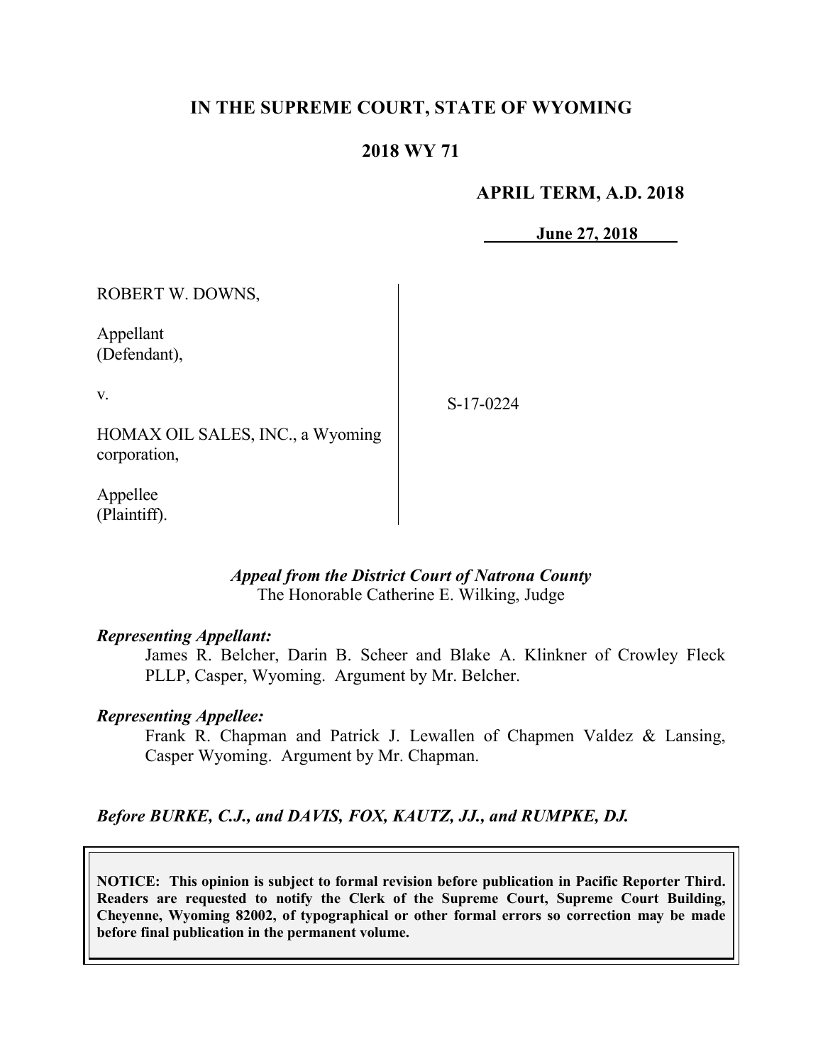# IN THE SUPREME COURT, STATE OF WYOMING

## 2018 WY 71

**APRIL TERM, A.D. 2018**

**June 27, 2018**

ROBERT W. DOWNS,

Appellant
(Defendant),

v.

HOMAX OIL SALES, INC., a Wyoming corporation,

Appellee
(Plaintiff).

S-17-0224

*Appeal from the District Court of Natrona County*
The Honorable Catherine E. Wilking, Judge

***Representing Appellant:***

James R. Belcher, Darin B. Scheer and Blake A. Klinkner of Crowley Fleck PLLP, Casper, Wyoming. Argument by Mr. Belcher.

***Representing Appellee:***

Frank R. Chapman and Patrick J. Lewallen of Chapmen Valdez & Lansing, Casper Wyoming. Argument by Mr. Chapman.

***Before BURKE, C.J., and DAVIS, FOX, KAUTZ, JJ., and RUMPKE, DJ.***

**NOTICE: This opinion is subject to formal revision before publication in Pacific Reporter Third. Readers are requested to notify the Clerk of the Supreme Court, Supreme Court Building, Cheyenne, Wyoming 82002, of typographical or other formal errors so correction may be made before final publication in the permanent volume.**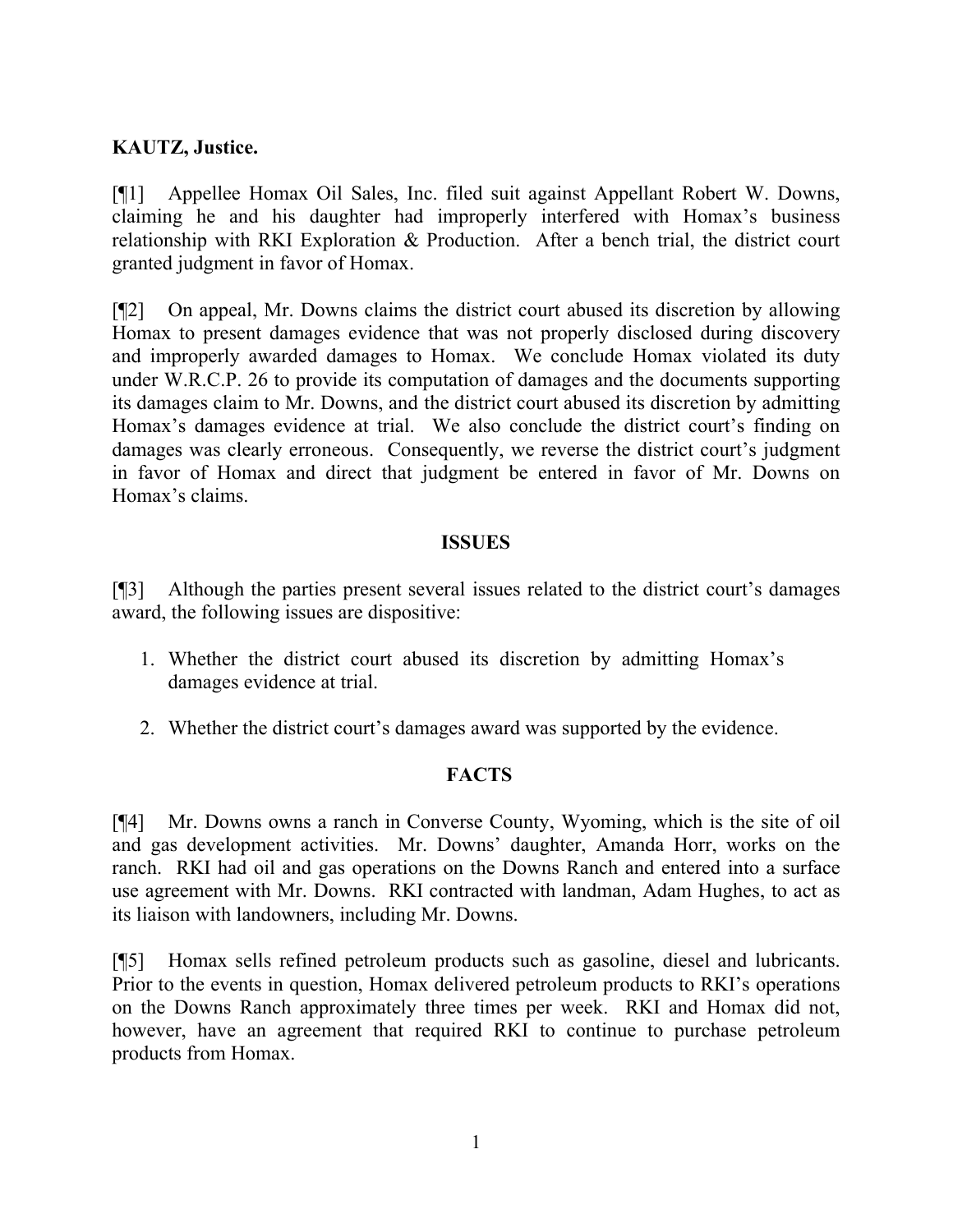**KAUTZ, Justice.**

[¶1] Appellee Homax Oil Sales, Inc. filed suit against Appellant Robert W. Downs, claiming he and his daughter had improperly interfered with Homax's business relationship with RKI Exploration & Production. After a bench trial, the district court granted judgment in favor of Homax.

[¶2] On appeal, Mr. Downs claims the district court abused its discretion by allowing Homax to present damages evidence that was not properly disclosed during discovery and improperly awarded damages to Homax. We conclude Homax violated its duty under W.R.C.P. 26 to provide its computation of damages and the documents supporting its damages claim to Mr. Downs, and the district court abused its discretion by admitting Homax's damages evidence at trial. We also conclude the district court's finding on damages was clearly erroneous. Consequently, we reverse the district court's judgment in favor of Homax and direct that judgment be entered in favor of Mr. Downs on Homax's claims.

## ISSUES

[¶3] Although the parties present several issues related to the district court's damages award, the following issues are dispositive:

1. Whether the district court abused its discretion by admitting Homax's damages evidence at trial.
2. Whether the district court's damages award was supported by the evidence.

## FACTS

[¶4] Mr. Downs owns a ranch in Converse County, Wyoming, which is the site of oil and gas development activities. Mr. Downs' daughter, Amanda Horr, works on the ranch. RKI had oil and gas operations on the Downs Ranch and entered into a surface use agreement with Mr. Downs. RKI contracted with landman, Adam Hughes, to act as its liaison with landowners, including Mr. Downs.

[¶5] Homax sells refined petroleum products such as gasoline, diesel and lubricants. Prior to the events in question, Homax delivered petroleum products to RKI's operations on the Downs Ranch approximately three times per week. RKI and Homax did not, however, have an agreement that required RKI to continue to purchase petroleum products from Homax.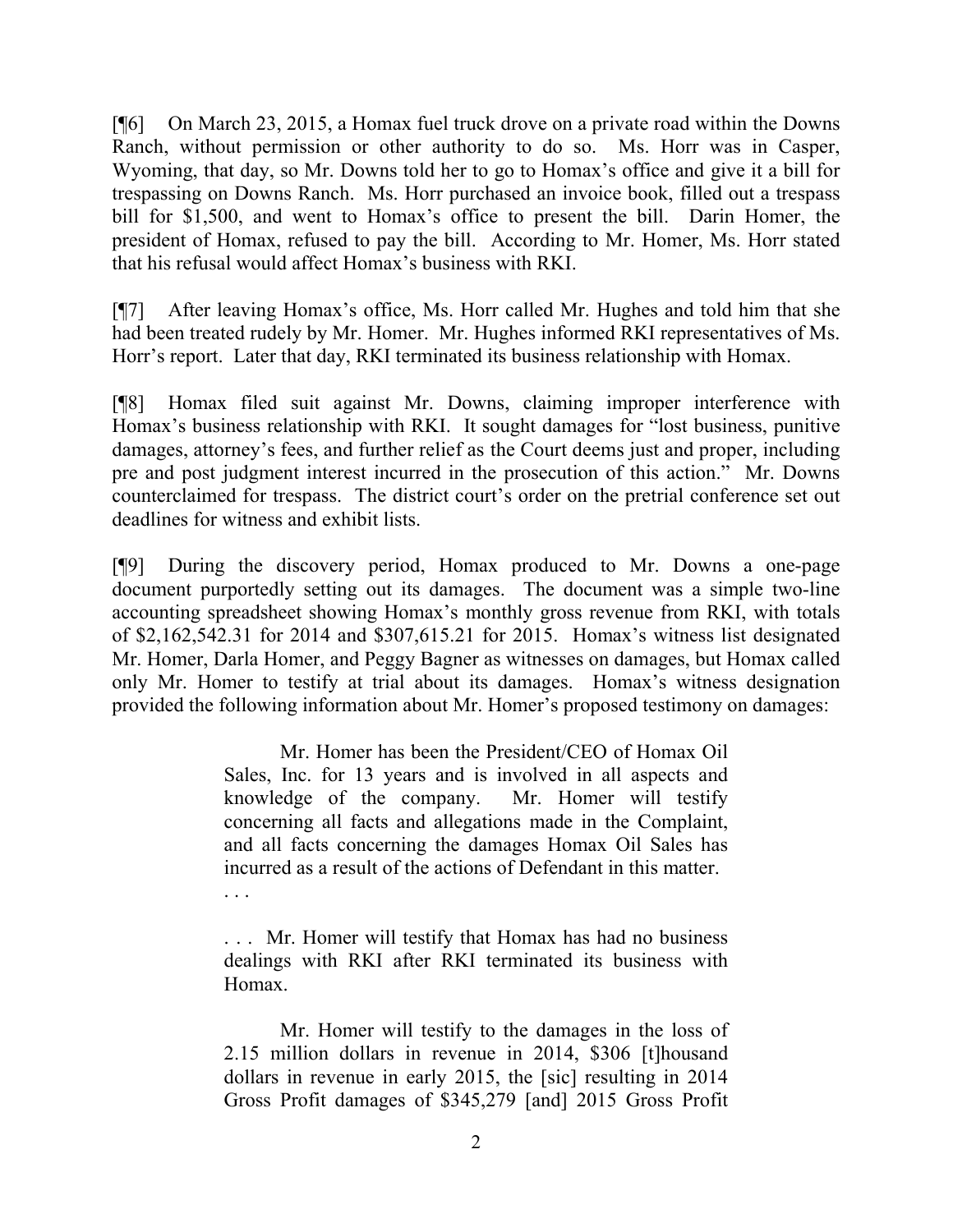[¶6] On March 23, 2015, a Homax fuel truck drove on a private road within the Downs Ranch, without permission or other authority to do so. Ms. Horr was in Casper, Wyoming, that day, so Mr. Downs told her to go to Homax's office and give it a bill for trespassing on Downs Ranch. Ms. Horr purchased an invoice book, filled out a trespass bill for $1,500, and went to Homax's office to present the bill. Darin Homer, the president of Homax, refused to pay the bill. According to Mr. Homer, Ms. Horr stated that his refusal would affect Homax's business with RKI.

[¶7] After leaving Homax's office, Ms. Horr called Mr. Hughes and told him that she had been treated rudely by Mr. Homer. Mr. Hughes informed RKI representatives of Ms. Horr's report. Later that day, RKI terminated its business relationship with Homax.

[¶8] Homax filed suit against Mr. Downs, claiming improper interference with Homax's business relationship with RKI. It sought damages for "lost business, punitive damages, attorney's fees, and further relief as the Court deems just and proper, including pre and post judgment interest incurred in the prosecution of this action." Mr. Downs counterclaimed for trespass. The district court's order on the pretrial conference set out deadlines for witness and exhibit lists.

[¶9] During the discovery period, Homax produced to Mr. Downs a one-page document purportedly setting out its damages. The document was a simple two-line accounting spreadsheet showing Homax's monthly gross revenue from RKI, with totals of $2,162,542.31 for 2014 and $307,615.21 for 2015. Homax's witness list designated Mr. Homer, Darla Homer, and Peggy Bagner as witnesses on damages, but Homax called only Mr. Homer to testify at trial about its damages. Homax's witness designation provided the following information about Mr. Homer's proposed testimony on damages:

> Mr. Homer has been the President/CEO of Homax Oil Sales, Inc. for 13 years and is involved in all aspects and knowledge of the company. Mr. Homer will testify concerning all facts and allegations made in the Complaint, and all facts concerning the damages Homax Oil Sales has incurred as a result of the actions of Defendant in this matter.
> . . .
>
> . . . Mr. Homer will testify that Homax has had no business dealings with RKI after RKI terminated its business with Homax.
>
> Mr. Homer will testify to the damages in the loss of 2.15 million dollars in revenue in 2014, $306 [t]housand dollars in revenue in early 2015, the [sic] resulting in 2014 Gross Profit damages of $345,279 [and] 2015 Gross Profit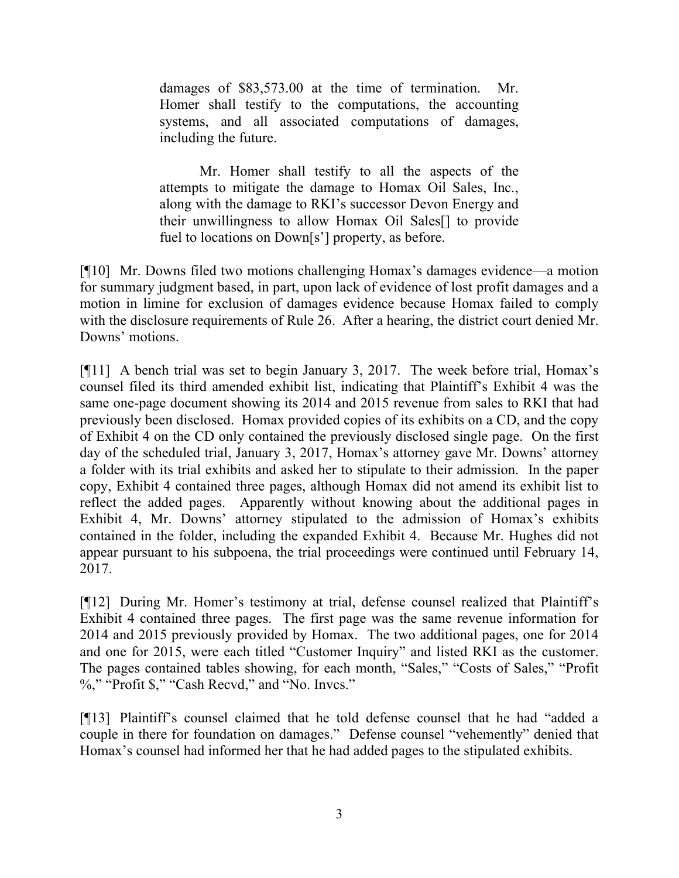> damages of $83,573.00 at the time of termination. Mr. Homer shall testify to the computations, the accounting systems, and all associated computations of damages, including the future.
>
> Mr. Homer shall testify to all the aspects of the attempts to mitigate the damage to Homax Oil Sales, Inc., along with the damage to RKI's successor Devon Energy and their unwillingness to allow Homax Oil Sales[] to provide fuel to locations on Down[s'] property, as before.

[¶10] Mr. Downs filed two motions challenging Homax's damages evidence—a motion for summary judgment based, in part, upon lack of evidence of lost profit damages and a motion in limine for exclusion of damages evidence because Homax failed to comply with the disclosure requirements of Rule 26. After a hearing, the district court denied Mr. Downs' motions.

[¶11] A bench trial was set to begin January 3, 2017. The week before trial, Homax's counsel filed its third amended exhibit list, indicating that Plaintiff's Exhibit 4 was the same one-page document showing its 2014 and 2015 revenue from sales to RKI that had previously been disclosed. Homax provided copies of its exhibits on a CD, and the copy of Exhibit 4 on the CD only contained the previously disclosed single page. On the first day of the scheduled trial, January 3, 2017, Homax's attorney gave Mr. Downs' attorney a folder with its trial exhibits and asked her to stipulate to their admission. In the paper copy, Exhibit 4 contained three pages, although Homax did not amend its exhibit list to reflect the added pages. Apparently without knowing about the additional pages in Exhibit 4, Mr. Downs' attorney stipulated to the admission of Homax's exhibits contained in the folder, including the expanded Exhibit 4. Because Mr. Hughes did not appear pursuant to his subpoena, the trial proceedings were continued until February 14, 2017.

[¶12] During Mr. Homer's testimony at trial, defense counsel realized that Plaintiff's Exhibit 4 contained three pages. The first page was the same revenue information for 2014 and 2015 previously provided by Homax. The two additional pages, one for 2014 and one for 2015, were each titled "Customer Inquiry" and listed RKI as the customer. The pages contained tables showing, for each month, "Sales," "Costs of Sales," "Profit %," "Profit $," "Cash Recvd," and "No. Invcs."

[¶13] Plaintiff's counsel claimed that he told defense counsel that he had "added a couple in there for foundation on damages." Defense counsel "vehemently" denied that Homax's counsel had informed her that he had added pages to the stipulated exhibits.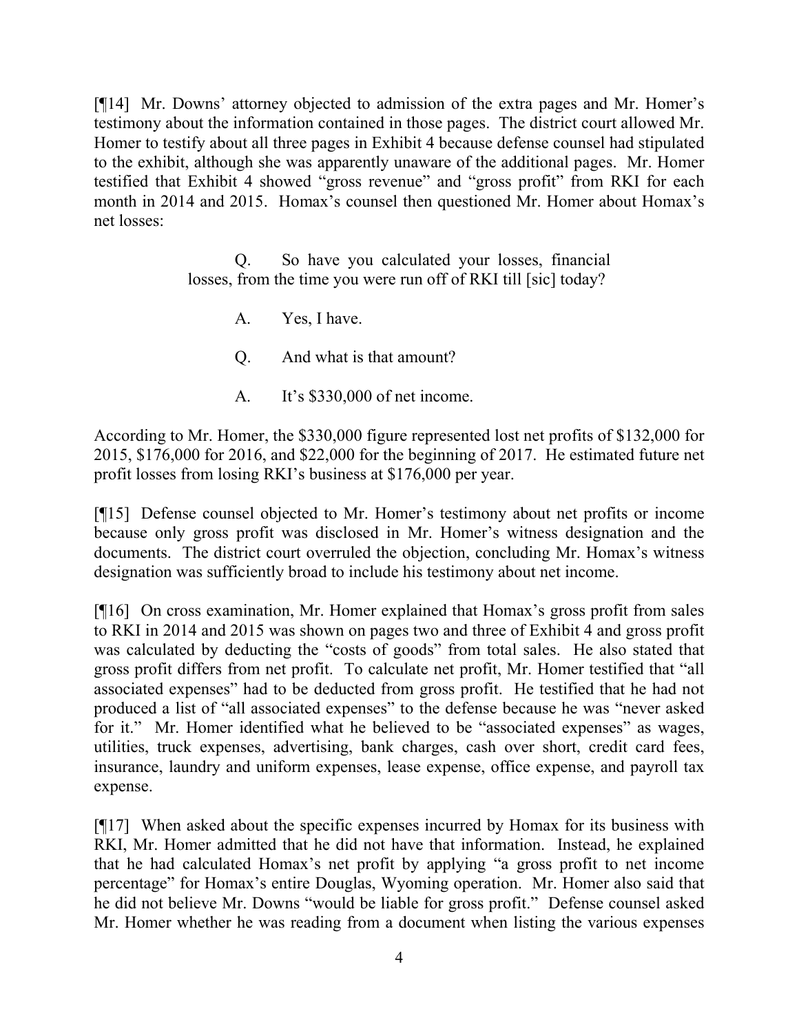[¶14] Mr. Downs' attorney objected to admission of the extra pages and Mr. Homer's testimony about the information contained in those pages. The district court allowed Mr. Homer to testify about all three pages in Exhibit 4 because defense counsel had stipulated to the exhibit, although she was apparently unaware of the additional pages. Mr. Homer testified that Exhibit 4 showed "gross revenue" and "gross profit" from RKI for each month in 2014 and 2015. Homax's counsel then questioned Mr. Homer about Homax's net losses:

> Q. So have you calculated your losses, financial losses, from the time you were run off of RKI till [sic] today?
>
> A. Yes, I have.
>
> Q. And what is that amount?
>
> A. It's $330,000 of net income.

According to Mr. Homer, the $330,000 figure represented lost net profits of $132,000 for 2015, $176,000 for 2016, and $22,000 for the beginning of 2017. He estimated future net profit losses from losing RKI's business at $176,000 per year.

[¶15] Defense counsel objected to Mr. Homer's testimony about net profits or income because only gross profit was disclosed in Mr. Homer's witness designation and the documents. The district court overruled the objection, concluding Mr. Homax's witness designation was sufficiently broad to include his testimony about net income.

[¶16] On cross examination, Mr. Homer explained that Homax's gross profit from sales to RKI in 2014 and 2015 was shown on pages two and three of Exhibit 4 and gross profit was calculated by deducting the "costs of goods" from total sales. He also stated that gross profit differs from net profit. To calculate net profit, Mr. Homer testified that "all associated expenses" had to be deducted from gross profit. He testified that he had not produced a list of "all associated expenses" to the defense because he was "never asked for it." Mr. Homer identified what he believed to be "associated expenses" as wages, utilities, truck expenses, advertising, bank charges, cash over short, credit card fees, insurance, laundry and uniform expenses, lease expense, office expense, and payroll tax expense.

[¶17] When asked about the specific expenses incurred by Homax for its business with RKI, Mr. Homer admitted that he did not have that information. Instead, he explained that he had calculated Homax's net profit by applying "a gross profit to net income percentage" for Homax's entire Douglas, Wyoming operation. Mr. Homer also said that he did not believe Mr. Downs "would be liable for gross profit." Defense counsel asked Mr. Homer whether he was reading from a document when listing the various expenses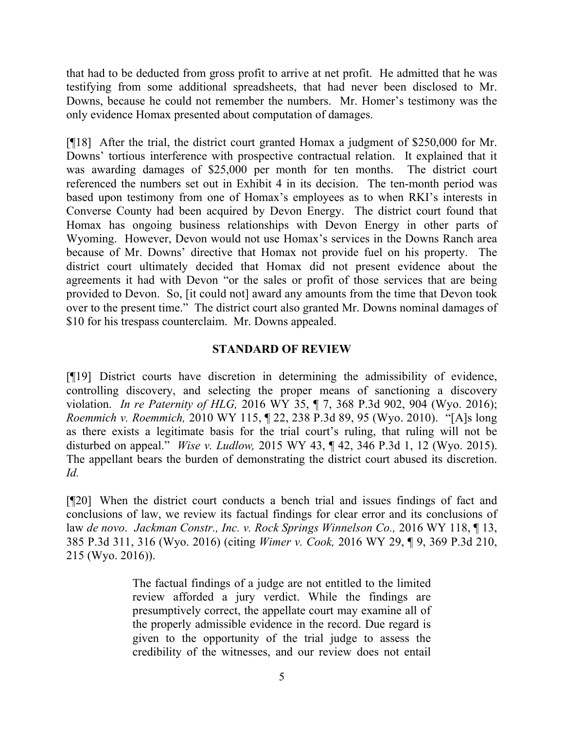that had to be deducted from gross profit to arrive at net profit. He admitted that he was testifying from some additional spreadsheets, that had never been disclosed to Mr. Downs, because he could not remember the numbers. Mr. Homer's testimony was the only evidence Homax presented about computation of damages.

[¶18] After the trial, the district court granted Homax a judgment of $250,000 for Mr. Downs' tortious interference with prospective contractual relation. It explained that it was awarding damages of $25,000 per month for ten months. The district court referenced the numbers set out in Exhibit 4 in its decision. The ten-month period was based upon testimony from one of Homax's employees as to when RKI's interests in Converse County had been acquired by Devon Energy. The district court found that Homax has ongoing business relationships with Devon Energy in other parts of Wyoming. However, Devon would not use Homax's services in the Downs Ranch area because of Mr. Downs' directive that Homax not provide fuel on his property. The district court ultimately decided that Homax did not present evidence about the agreements it had with Devon "or the sales or profit of those services that are being provided to Devon. So, [it could not] award any amounts from the time that Devon took over to the present time." The district court also granted Mr. Downs nominal damages of $10 for his trespass counterclaim. Mr. Downs appealed.

## STANDARD OF REVIEW

[¶19] District courts have discretion in determining the admissibility of evidence, controlling discovery, and selecting the proper means of sanctioning a discovery violation. *In re Paternity of HLG,* 2016 WY 35, ¶ 7, 368 P.3d 902, 904 (Wyo. 2016); *Roemmich v. Roemmich,* 2010 WY 115, ¶ 22, 238 P.3d 89, 95 (Wyo. 2010). "[A]s long as there exists a legitimate basis for the trial court's ruling, that ruling will not be disturbed on appeal." *Wise v. Ludlow,* 2015 WY 43, ¶ 42, 346 P.3d 1, 12 (Wyo. 2015). The appellant bears the burden of demonstrating the district court abused its discretion. *Id.*

[¶20] When the district court conducts a bench trial and issues findings of fact and conclusions of law, we review its factual findings for clear error and its conclusions of law *de novo*. *Jackman Constr., Inc. v. Rock Springs Winnelson Co.,* 2016 WY 118, ¶ 13, 385 P.3d 311, 316 (Wyo. 2016) (citing *Wimer v. Cook,* 2016 WY 29, ¶ 9, 369 P.3d 210, 215 (Wyo. 2016)).

> The factual findings of a judge are not entitled to the limited review afforded a jury verdict. While the findings are presumptively correct, the appellate court may examine all of the properly admissible evidence in the record. Due regard is given to the opportunity of the trial judge to assess the credibility of the witnesses, and our review does not entail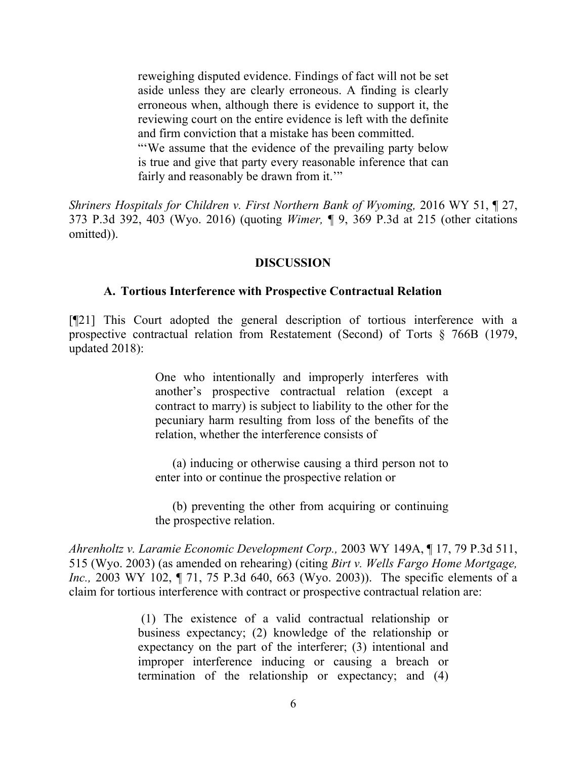> reweighing disputed evidence. Findings of fact will not be set aside unless they are clearly erroneous. A finding is clearly erroneous when, although there is evidence to support it, the reviewing court on the entire evidence is left with the definite and firm conviction that a mistake has been committed.
>
> "'We assume that the evidence of the prevailing party below is true and give that party every reasonable inference that can fairly and reasonably be drawn from it.'"

*Shriners Hospitals for Children v. First Northern Bank of Wyoming,* 2016 WY 51, ¶ 27, 373 P.3d 392, 403 (Wyo. 2016) (quoting *Wimer,* ¶ 9, 369 P.3d at 215 (other citations omitted)).

## DISCUSSION

### A. Tortious Interference with Prospective Contractual Relation

[¶21] This Court adopted the general description of tortious interference with a prospective contractual relation from Restatement (Second) of Torts § 766B (1979, updated 2018):

> One who intentionally and improperly interferes with another's prospective contractual relation (except a contract to marry) is subject to liability to the other for the pecuniary harm resulting from loss of the benefits of the relation, whether the interference consists of
>
> (a) inducing or otherwise causing a third person not to enter into or continue the prospective relation or
>
> (b) preventing the other from acquiring or continuing the prospective relation.

*Ahrenholtz v. Laramie Economic Development Corp.,* 2003 WY 149A, ¶ 17, 79 P.3d 511, 515 (Wyo. 2003) (as amended on rehearing) (citing *Birt v. Wells Fargo Home Mortgage, Inc.,* 2003 WY 102, ¶ 71, 75 P.3d 640, 663 (Wyo. 2003)). The specific elements of a claim for tortious interference with contract or prospective contractual relation are:

> (1) The existence of a valid contractual relationship or business expectancy; (2) knowledge of the relationship or expectancy on the part of the interferer; (3) intentional and improper interference inducing or causing a breach or termination of the relationship or expectancy; and (4)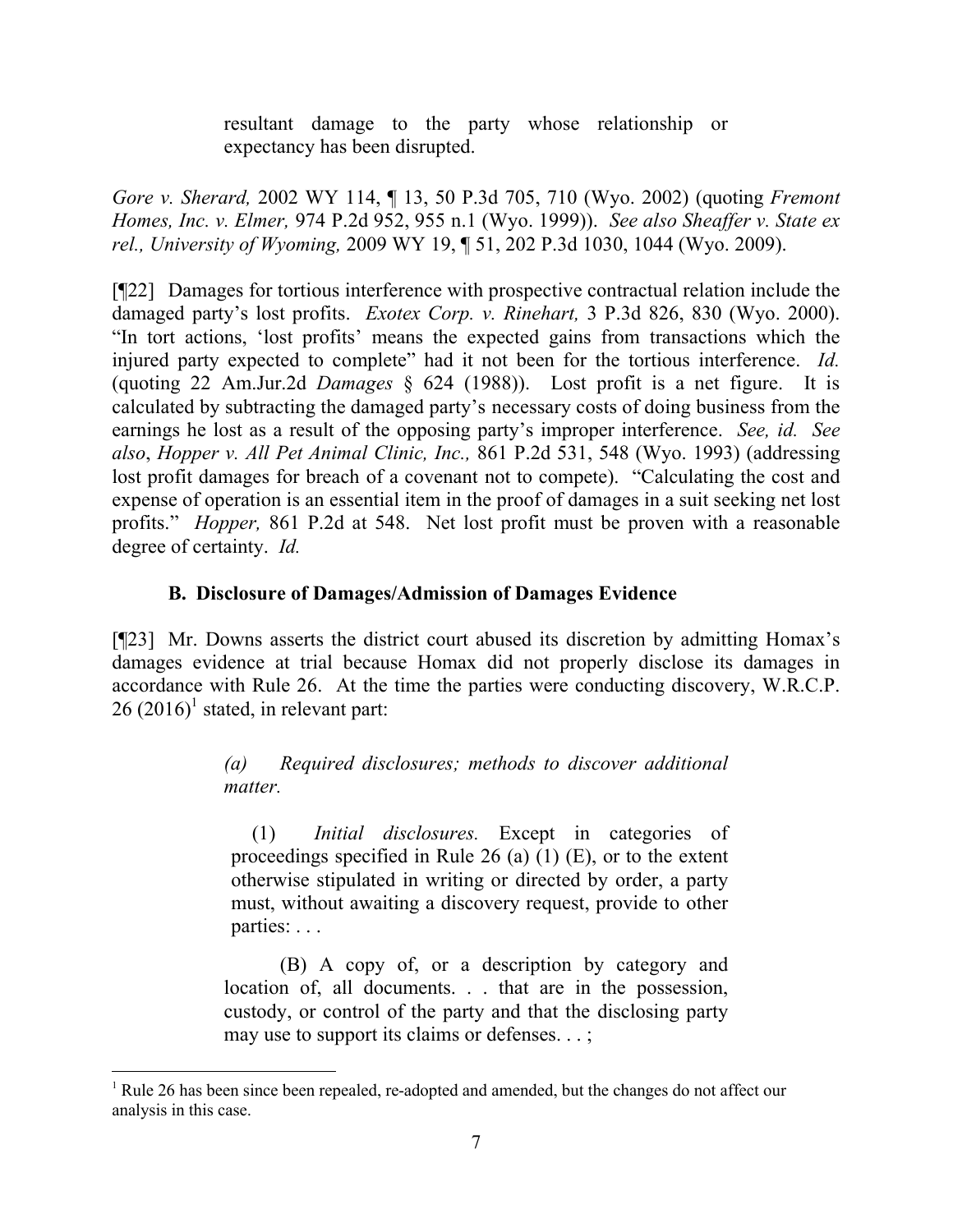> resultant damage to the party whose relationship or expectancy has been disrupted.

*Gore v. Sherard,* 2002 WY 114, ¶ 13, 50 P.3d 705, 710 (Wyo. 2002) (quoting *Fremont Homes, Inc. v. Elmer,* 974 P.2d 952, 955 n.1 (Wyo. 1999)). *See also Sheaffer v. State ex rel., University of Wyoming,* 2009 WY 19, ¶ 51, 202 P.3d 1030, 1044 (Wyo. 2009).

[¶22] Damages for tortious interference with prospective contractual relation include the damaged party's lost profits. *Exotex Corp. v. Rinehart,* 3 P.3d 826, 830 (Wyo. 2000). "In tort actions, 'lost profits' means the expected gains from transactions which the injured party expected to complete" had it not been for the tortious interference. *Id.* (quoting 22 Am.Jur.2d *Damages* § 624 (1988)). Lost profit is a net figure. It is calculated by subtracting the damaged party's necessary costs of doing business from the earnings he lost as a result of the opposing party's improper interference. *See, id. See also*, *Hopper v. All Pet Animal Clinic, Inc.,* 861 P.2d 531, 548 (Wyo. 1993) (addressing lost profit damages for breach of a covenant not to compete). "Calculating the cost and expense of operation is an essential item in the proof of damages in a suit seeking net lost profits." *Hopper,* 861 P.2d at 548. Net lost profit must be proven with a reasonable degree of certainty. *Id.*

### B. Disclosure of Damages/Admission of Damages Evidence

[¶23] Mr. Downs asserts the district court abused its discretion by admitting Homax's damages evidence at trial because Homax did not properly disclose its damages in accordance with Rule 26. At the time the parties were conducting discovery, W.R.C.P. 26 (2016)[1] stated, in relevant part:

> *(a) Required disclosures; methods to discover additional matter.*
>
> (1) *Initial disclosures.* Except in categories of proceedings specified in Rule 26 (a) (1) (E), or to the extent otherwise stipulated in writing or directed by order, a party must, without awaiting a discovery request, provide to other parties: . . .
>
> (B) A copy of, or a description by category and location of, all documents. . . that are in the possession, custody, or control of the party and that the disclosing party may use to support its claims or defenses. . . ;

---

[1] Rule 26 has been since been repealed, re-adopted and amended, but the changes do not affect our analysis in this case.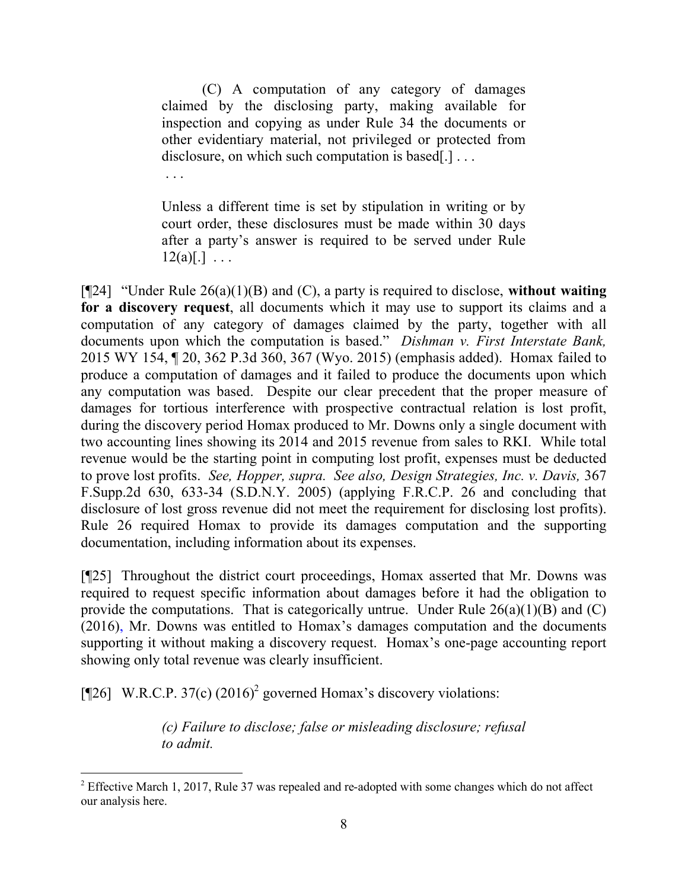> (C) A computation of any category of damages claimed by the disclosing party, making available for inspection and copying as under Rule 34 the documents or other evidentiary material, not privileged or protected from disclosure, on which such computation is based[.] . . .
>
> . . .
>
> Unless a different time is set by stipulation in writing or by court order, these disclosures must be made within 30 days after a party's answer is required to be served under Rule 12(a)[.] . . .

[¶24] "Under Rule 26(a)(1)(B) and (C), a party is required to disclose, **without waiting for a discovery request**, all documents which it may use to support its claims and a computation of any category of damages claimed by the party, together with all documents upon which the computation is based." *Dishman v. First Interstate Bank,* 2015 WY 154, ¶ 20, 362 P.3d 360, 367 (Wyo. 2015) (emphasis added). Homax failed to produce a computation of damages and it failed to produce the documents upon which any computation was based. Despite our clear precedent that the proper measure of damages for tortious interference with prospective contractual relation is lost profit, during the discovery period Homax produced to Mr. Downs only a single document with two accounting lines showing its 2014 and 2015 revenue from sales to RKI. While total revenue would be the starting point in computing lost profit, expenses must be deducted to prove lost profits. *See, Hopper, supra. See also, Design Strategies, Inc. v. Davis,* 367 F.Supp.2d 630, 633-34 (S.D.N.Y. 2005) (applying F.R.C.P. 26 and concluding that disclosure of lost gross revenue did not meet the requirement for disclosing lost profits). Rule 26 required Homax to provide its damages computation and the supporting documentation, including information about its expenses.

[¶25] Throughout the district court proceedings, Homax asserted that Mr. Downs was required to request specific information about damages before it had the obligation to provide the computations. That is categorically untrue. Under Rule 26(a)(1)(B) and (C) (2016), Mr. Downs was entitled to Homax's damages computation and the documents supporting it without making a discovery request. Homax's one-page accounting report showing only total revenue was clearly insufficient.

[¶26] W.R.C.P. 37(c) (2016)[2] governed Homax's discovery violations:

> *(c) Failure to disclose; false or misleading disclosure; refusal to admit.*

---

[2] Effective March 1, 2017, Rule 37 was repealed and re-adopted with some changes which do not affect our analysis here.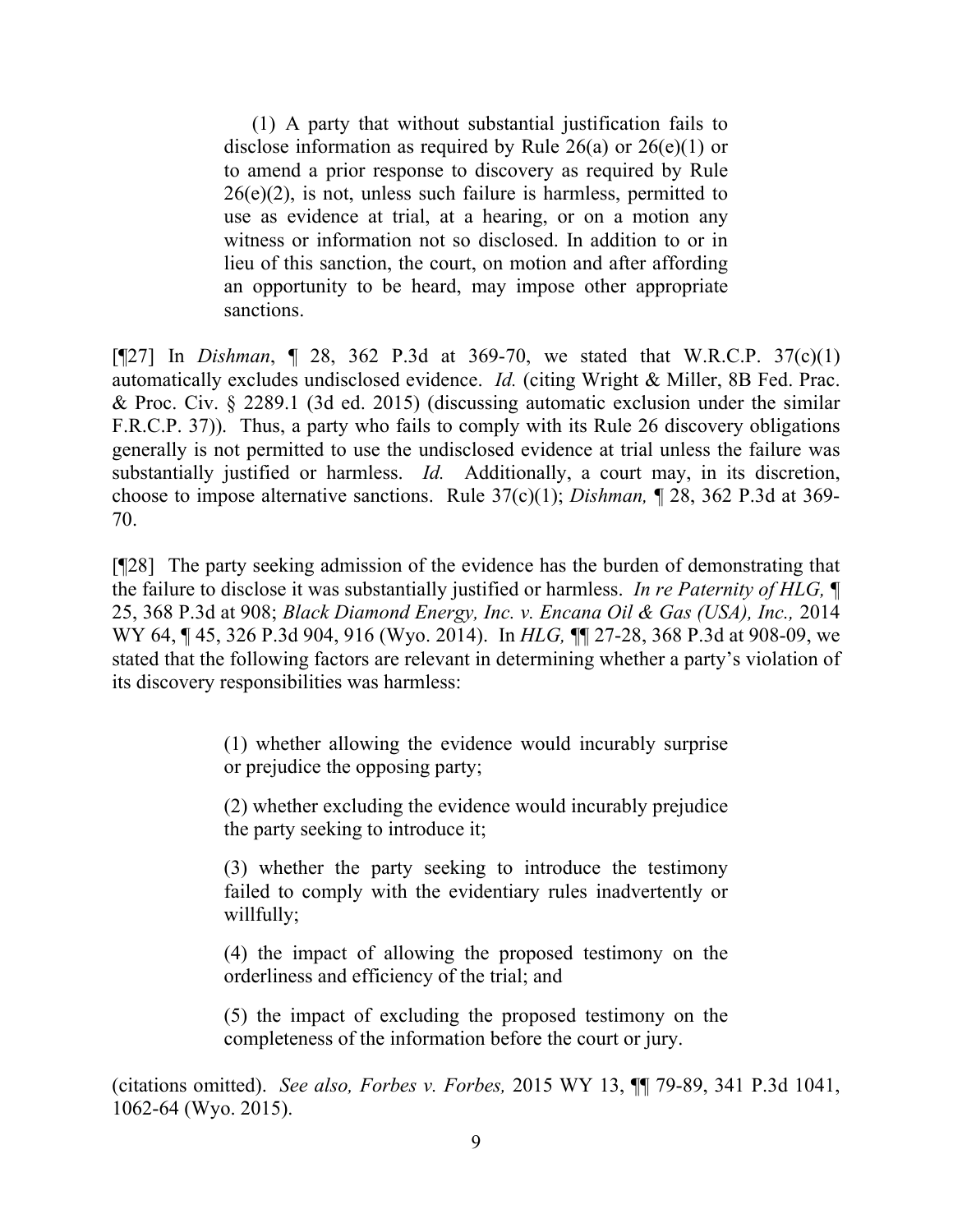> (1) A party that without substantial justification fails to disclose information as required by Rule 26(a) or 26(e)(1) or to amend a prior response to discovery as required by Rule 26(e)(2), is not, unless such failure is harmless, permitted to use as evidence at trial, at a hearing, or on a motion any witness or information not so disclosed. In addition to or in lieu of this sanction, the court, on motion and after affording an opportunity to be heard, may impose other appropriate sanctions.

[¶27] In *Dishman*, ¶ 28, 362 P.3d at 369-70, we stated that W.R.C.P. 37(c)(1) automatically excludes undisclosed evidence. *Id.* (citing Wright & Miller, 8B Fed. Prac. & Proc. Civ. § 2289.1 (3d ed. 2015) (discussing automatic exclusion under the similar F.R.C.P. 37)). Thus, a party who fails to comply with its Rule 26 discovery obligations generally is not permitted to use the undisclosed evidence at trial unless the failure was substantially justified or harmless. *Id.* Additionally, a court may, in its discretion, choose to impose alternative sanctions. Rule 37(c)(1); *Dishman,* ¶ 28, 362 P.3d at 369-70.

[¶28] The party seeking admission of the evidence has the burden of demonstrating that the failure to disclose it was substantially justified or harmless. *In re Paternity of HLG,* ¶ 25, 368 P.3d at 908; *Black Diamond Energy, Inc. v. Encana Oil & Gas (USA), Inc.,* 2014 WY 64, ¶ 45, 326 P.3d 904, 916 (Wyo. 2014). In *HLG,* ¶¶ 27-28, 368 P.3d at 908-09, we stated that the following factors are relevant in determining whether a party's violation of its discovery responsibilities was harmless:

> (1) whether allowing the evidence would incurably surprise or prejudice the opposing party;
>
> (2) whether excluding the evidence would incurably prejudice the party seeking to introduce it;
>
> (3) whether the party seeking to introduce the testimony failed to comply with the evidentiary rules inadvertently or willfully;
>
> (4) the impact of allowing the proposed testimony on the orderliness and efficiency of the trial; and
>
> (5) the impact of excluding the proposed testimony on the completeness of the information before the court or jury.

(citations omitted). *See also, Forbes v. Forbes,* 2015 WY 13, ¶¶ 79-89, 341 P.3d 1041, 1062-64 (Wyo. 2015).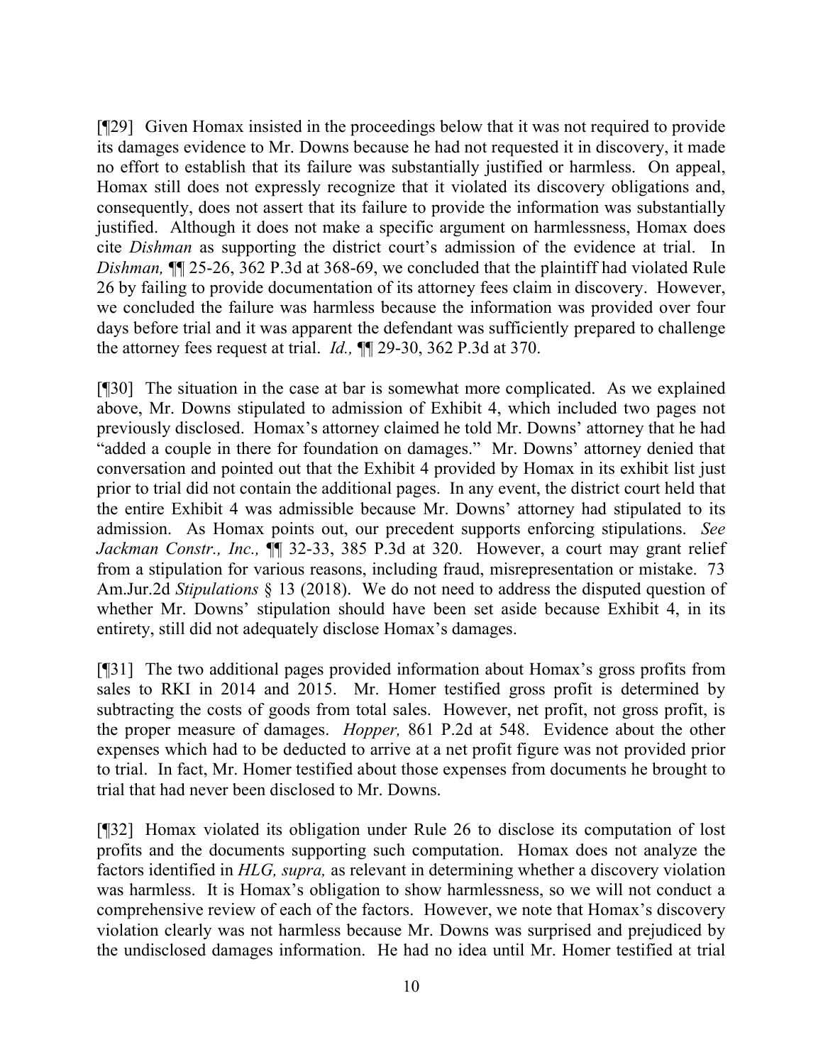[¶29] Given Homax insisted in the proceedings below that it was not required to provide its damages evidence to Mr. Downs because he had not requested it in discovery, it made no effort to establish that its failure was substantially justified or harmless. On appeal, Homax still does not expressly recognize that it violated its discovery obligations and, consequently, does not assert that its failure to provide the information was substantially justified. Although it does not make a specific argument on harmlessness, Homax does cite *Dishman* as supporting the district court's admission of the evidence at trial. In *Dishman,* ¶¶ 25-26, 362 P.3d at 368-69, we concluded that the plaintiff had violated Rule 26 by failing to provide documentation of its attorney fees claim in discovery. However, we concluded the failure was harmless because the information was provided over four days before trial and it was apparent the defendant was sufficiently prepared to challenge the attorney fees request at trial. *Id.,* ¶¶ 29-30, 362 P.3d at 370.

[¶30] The situation in the case at bar is somewhat more complicated. As we explained above, Mr. Downs stipulated to admission of Exhibit 4, which included two pages not previously disclosed. Homax's attorney claimed he told Mr. Downs' attorney that he had "added a couple in there for foundation on damages." Mr. Downs' attorney denied that conversation and pointed out that the Exhibit 4 provided by Homax in its exhibit list just prior to trial did not contain the additional pages. In any event, the district court held that the entire Exhibit 4 was admissible because Mr. Downs' attorney had stipulated to its admission. As Homax points out, our precedent supports enforcing stipulations. *See Jackman Constr., Inc.,* ¶¶ 32-33, 385 P.3d at 320. However, a court may grant relief from a stipulation for various reasons, including fraud, misrepresentation or mistake. 73 Am.Jur.2d *Stipulations* § 13 (2018). We do not need to address the disputed question of whether Mr. Downs' stipulation should have been set aside because Exhibit 4, in its entirety, still did not adequately disclose Homax's damages.

[¶31] The two additional pages provided information about Homax's gross profits from sales to RKI in 2014 and 2015. Mr. Homer testified gross profit is determined by subtracting the costs of goods from total sales. However, net profit, not gross profit, is the proper measure of damages. *Hopper,* 861 P.2d at 548. Evidence about the other expenses which had to be deducted to arrive at a net profit figure was not provided prior to trial. In fact, Mr. Homer testified about those expenses from documents he brought to trial that had never been disclosed to Mr. Downs.

[¶32] Homax violated its obligation under Rule 26 to disclose its computation of lost profits and the documents supporting such computation. Homax does not analyze the factors identified in *HLG, supra,* as relevant in determining whether a discovery violation was harmless. It is Homax's obligation to show harmlessness, so we will not conduct a comprehensive review of each of the factors. However, we note that Homax's discovery violation clearly was not harmless because Mr. Downs was surprised and prejudiced by the undisclosed damages information. He had no idea until Mr. Homer testified at trial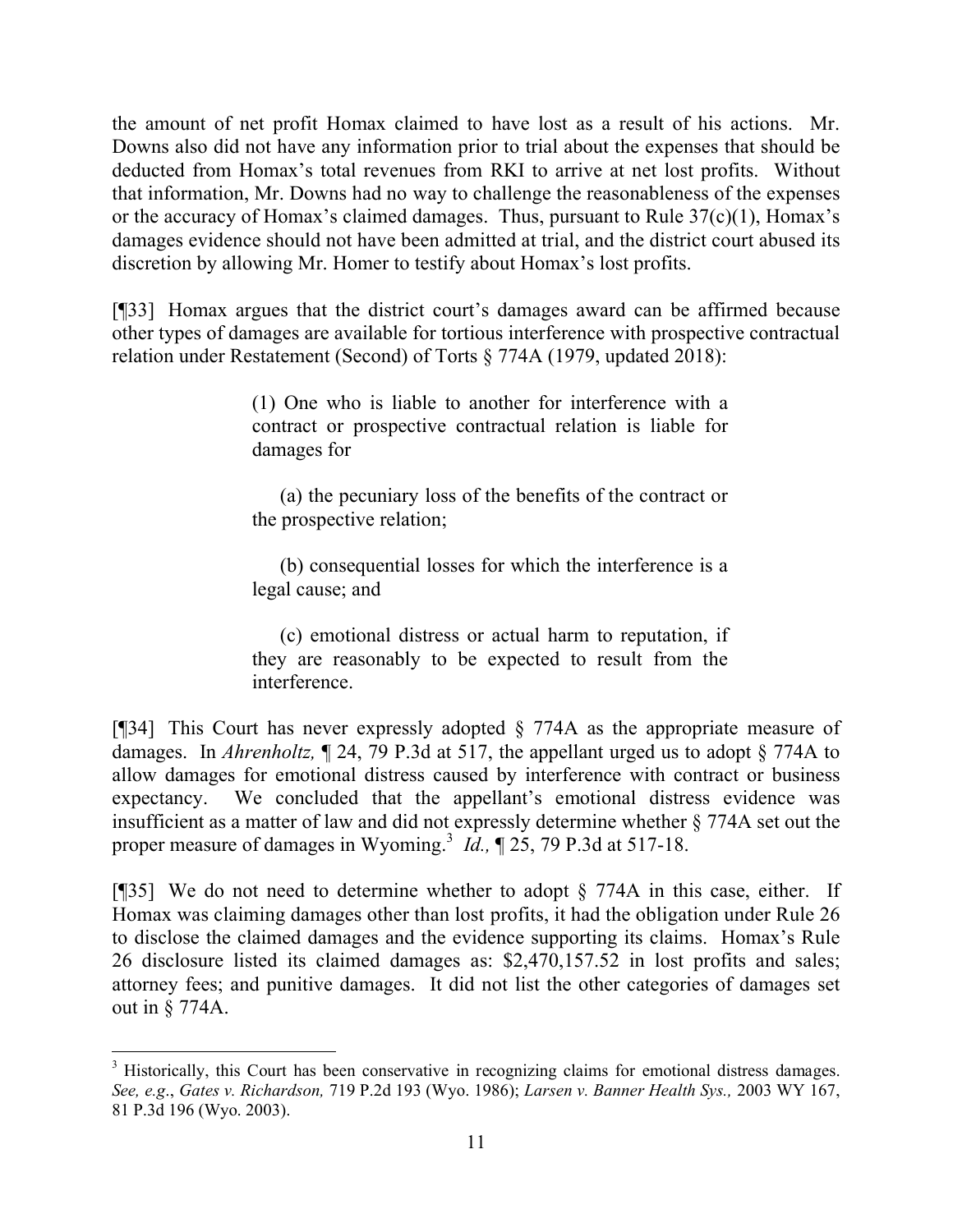the amount of net profit Homax claimed to have lost as a result of his actions. Mr. Downs also did not have any information prior to trial about the expenses that should be deducted from Homax's total revenues from RKI to arrive at net lost profits. Without that information, Mr. Downs had no way to challenge the reasonableness of the expenses or the accuracy of Homax's claimed damages. Thus, pursuant to Rule 37(c)(1), Homax's damages evidence should not have been admitted at trial, and the district court abused its discretion by allowing Mr. Homer to testify about Homax's lost profits.

[¶33] Homax argues that the district court's damages award can be affirmed because other types of damages are available for tortious interference with prospective contractual relation under Restatement (Second) of Torts § 774A (1979, updated 2018):

> (1) One who is liable to another for interference with a contract or prospective contractual relation is liable for damages for
>
> (a) the pecuniary loss of the benefits of the contract or the prospective relation;
>
> (b) consequential losses for which the interference is a legal cause; and
>
> (c) emotional distress or actual harm to reputation, if they are reasonably to be expected to result from the interference.

[¶34] This Court has never expressly adopted § 774A as the appropriate measure of damages. In *Ahrenholtz,* ¶ 24, 79 P.3d at 517, the appellant urged us to adopt § 774A to allow damages for emotional distress caused by interference with contract or business expectancy. We concluded that the appellant's emotional distress evidence was insufficient as a matter of law and did not expressly determine whether § 774A set out the proper measure of damages in Wyoming.[3] *Id.,* ¶ 25, 79 P.3d at 517-18.

[¶35] We do not need to determine whether to adopt § 774A in this case, either. If Homax was claiming damages other than lost profits, it had the obligation under Rule 26 to disclose the claimed damages and the evidence supporting its claims. Homax's Rule 26 disclosure listed its claimed damages as: $2,470,157.52 in lost profits and sales; attorney fees; and punitive damages. It did not list the other categories of damages set out in § 774A.

---

[3] Historically, this Court has been conservative in recognizing claims for emotional distress damages. *See, e.g*., *Gates v. Richardson,* 719 P.2d 193 (Wyo. 1986); *Larsen v. Banner Health Sys.,* 2003 WY 167, 81 P.3d 196 (Wyo. 2003).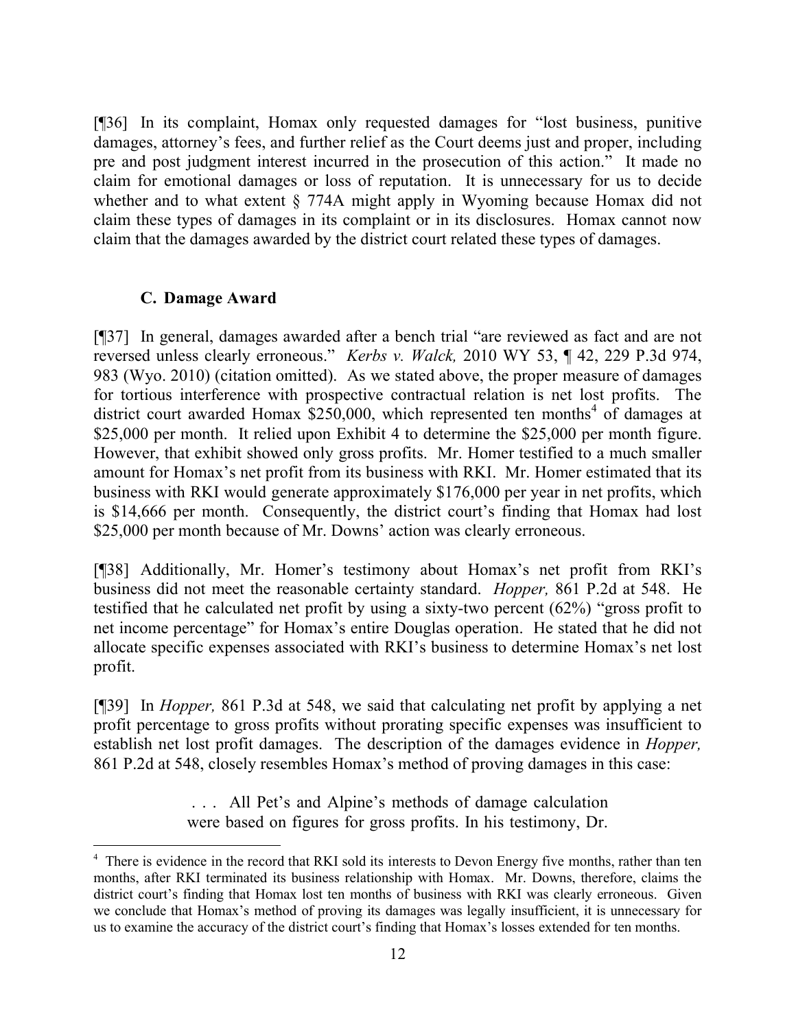[¶36] In its complaint, Homax only requested damages for "lost business, punitive damages, attorney's fees, and further relief as the Court deems just and proper, including pre and post judgment interest incurred in the prosecution of this action." It made no claim for emotional damages or loss of reputation. It is unnecessary for us to decide whether and to what extent § 774A might apply in Wyoming because Homax did not claim these types of damages in its complaint or in its disclosures. Homax cannot now claim that the damages awarded by the district court related these types of damages.

### C. Damage Award

[¶37] In general, damages awarded after a bench trial "are reviewed as fact and are not reversed unless clearly erroneous." *Kerbs v. Walck,* 2010 WY 53, ¶ 42, 229 P.3d 974, 983 (Wyo. 2010) (citation omitted). As we stated above, the proper measure of damages for tortious interference with prospective contractual relation is net lost profits. The district court awarded Homax $250,000, which represented ten months[4] of damages at $25,000 per month. It relied upon Exhibit 4 to determine the $25,000 per month figure. However, that exhibit showed only gross profits. Mr. Homer testified to a much smaller amount for Homax's net profit from its business with RKI. Mr. Homer estimated that its business with RKI would generate approximately $176,000 per year in net profits, which is $14,666 per month. Consequently, the district court's finding that Homax had lost $25,000 per month because of Mr. Downs' action was clearly erroneous.

[¶38] Additionally, Mr. Homer's testimony about Homax's net profit from RKI's business did not meet the reasonable certainty standard. *Hopper,* 861 P.2d at 548. He testified that he calculated net profit by using a sixty-two percent (62%) "gross profit to net income percentage" for Homax's entire Douglas operation. He stated that he did not allocate specific expenses associated with RKI's business to determine Homax's net lost profit.

[¶39] In *Hopper,* 861 P.3d at 548, we said that calculating net profit by applying a net profit percentage to gross profits without prorating specific expenses was insufficient to establish net lost profit damages. The description of the damages evidence in *Hopper,* 861 P.2d at 548, closely resembles Homax's method of proving damages in this case:

> . . . All Pet's and Alpine's methods of damage calculation were based on figures for gross profits. In his testimony, Dr.

---

[4] There is evidence in the record that RKI sold its interests to Devon Energy five months, rather than ten months, after RKI terminated its business relationship with Homax. Mr. Downs, therefore, claims the district court's finding that Homax lost ten months of business with RKI was clearly erroneous. Given we conclude that Homax's method of proving its damages was legally insufficient, it is unnecessary for us to examine the accuracy of the district court's finding that Homax's losses extended for ten months.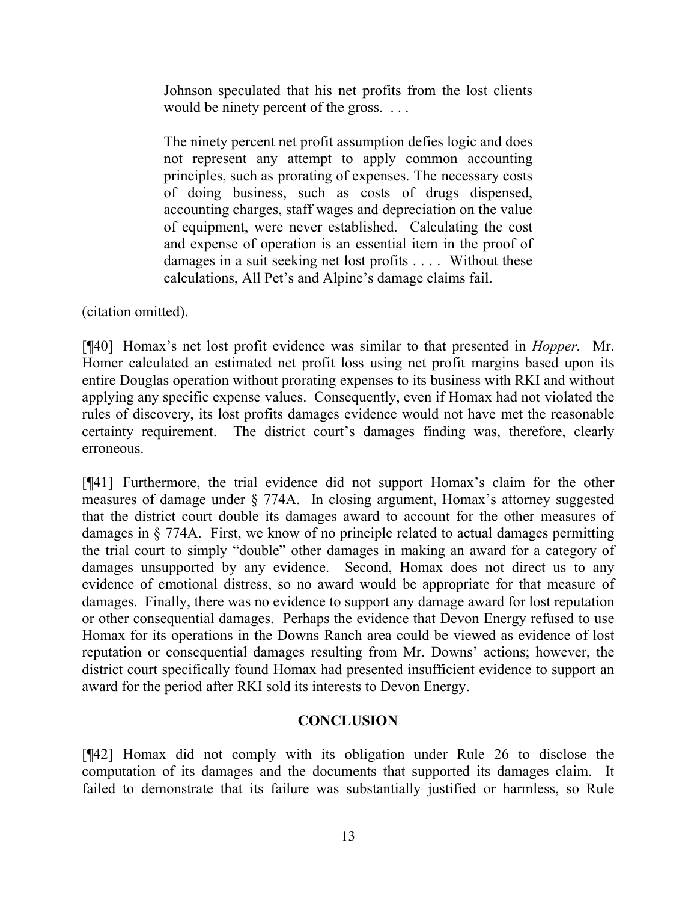> Johnson speculated that his net profits from the lost clients would be ninety percent of the gross. . . .
>
> The ninety percent net profit assumption defies logic and does not represent any attempt to apply common accounting principles, such as prorating of expenses. The necessary costs of doing business, such as costs of drugs dispensed, accounting charges, staff wages and depreciation on the value of equipment, were never established. Calculating the cost and expense of operation is an essential item in the proof of damages in a suit seeking net lost profits . . . . Without these calculations, All Pet's and Alpine's damage claims fail.

(citation omitted).

[¶40] Homax's net lost profit evidence was similar to that presented in *Hopper.* Mr. Homer calculated an estimated net profit loss using net profit margins based upon its entire Douglas operation without prorating expenses to its business with RKI and without applying any specific expense values. Consequently, even if Homax had not violated the rules of discovery, its lost profits damages evidence would not have met the reasonable certainty requirement. The district court's damages finding was, therefore, clearly erroneous.

[¶41] Furthermore, the trial evidence did not support Homax's claim for the other measures of damage under § 774A. In closing argument, Homax's attorney suggested that the district court double its damages award to account for the other measures of damages in § 774A. First, we know of no principle related to actual damages permitting the trial court to simply "double" other damages in making an award for a category of damages unsupported by any evidence. Second, Homax does not direct us to any evidence of emotional distress, so no award would be appropriate for that measure of damages. Finally, there was no evidence to support any damage award for lost reputation or other consequential damages. Perhaps the evidence that Devon Energy refused to use Homax for its operations in the Downs Ranch area could be viewed as evidence of lost reputation or consequential damages resulting from Mr. Downs' actions; however, the district court specifically found Homax had presented insufficient evidence to support an award for the period after RKI sold its interests to Devon Energy.

## CONCLUSION

[¶42] Homax did not comply with its obligation under Rule 26 to disclose the computation of its damages and the documents that supported its damages claim. It failed to demonstrate that its failure was substantially justified or harmless, so Rule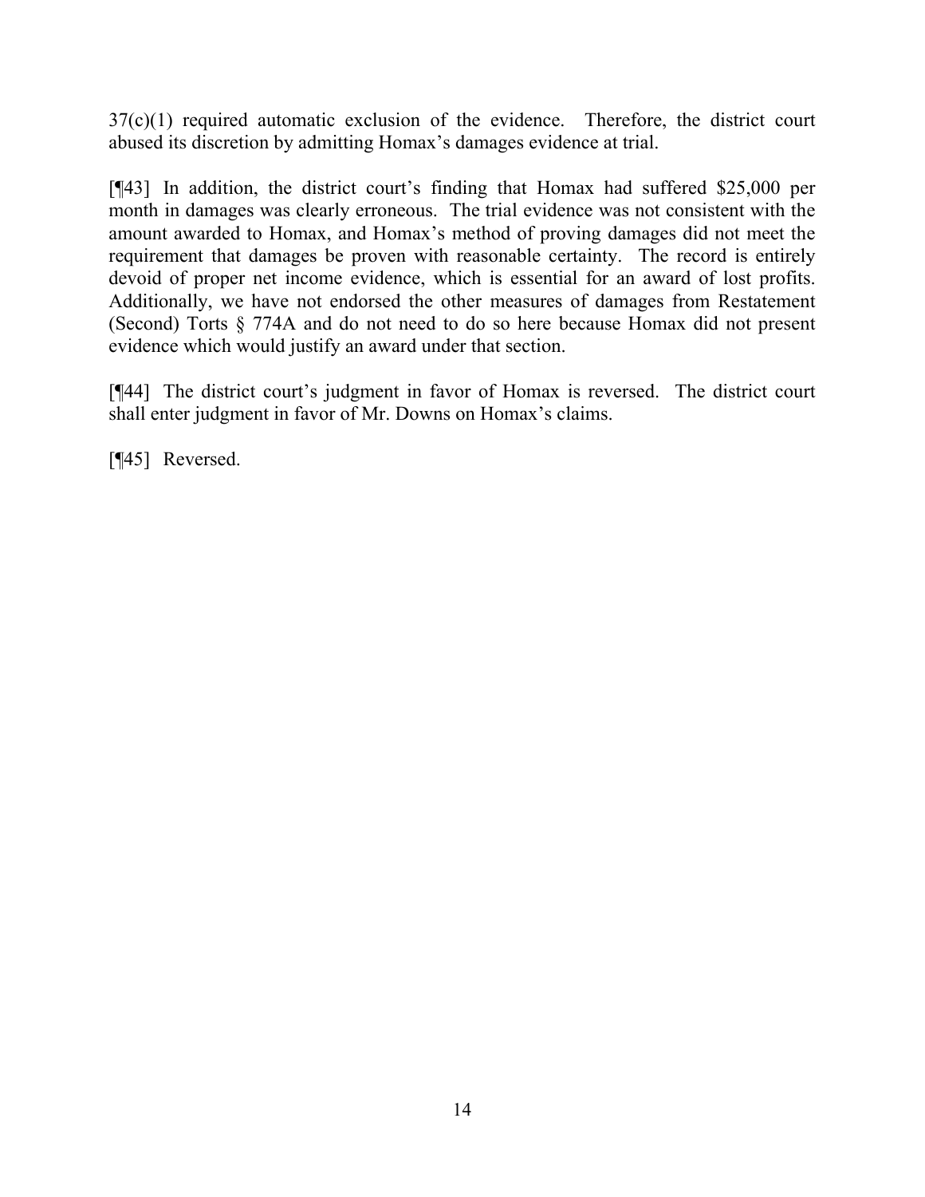37(c)(1) required automatic exclusion of the evidence. Therefore, the district court abused its discretion by admitting Homax's damages evidence at trial.

[¶43] In addition, the district court's finding that Homax had suffered $25,000 per month in damages was clearly erroneous. The trial evidence was not consistent with the amount awarded to Homax, and Homax's method of proving damages did not meet the requirement that damages be proven with reasonable certainty. The record is entirely devoid of proper net income evidence, which is essential for an award of lost profits. Additionally, we have not endorsed the other measures of damages from Restatement (Second) Torts § 774A and do not need to do so here because Homax did not present evidence which would justify an award under that section.

[¶44] The district court's judgment in favor of Homax is reversed. The district court shall enter judgment in favor of Mr. Downs on Homax's claims.

[¶45] Reversed.